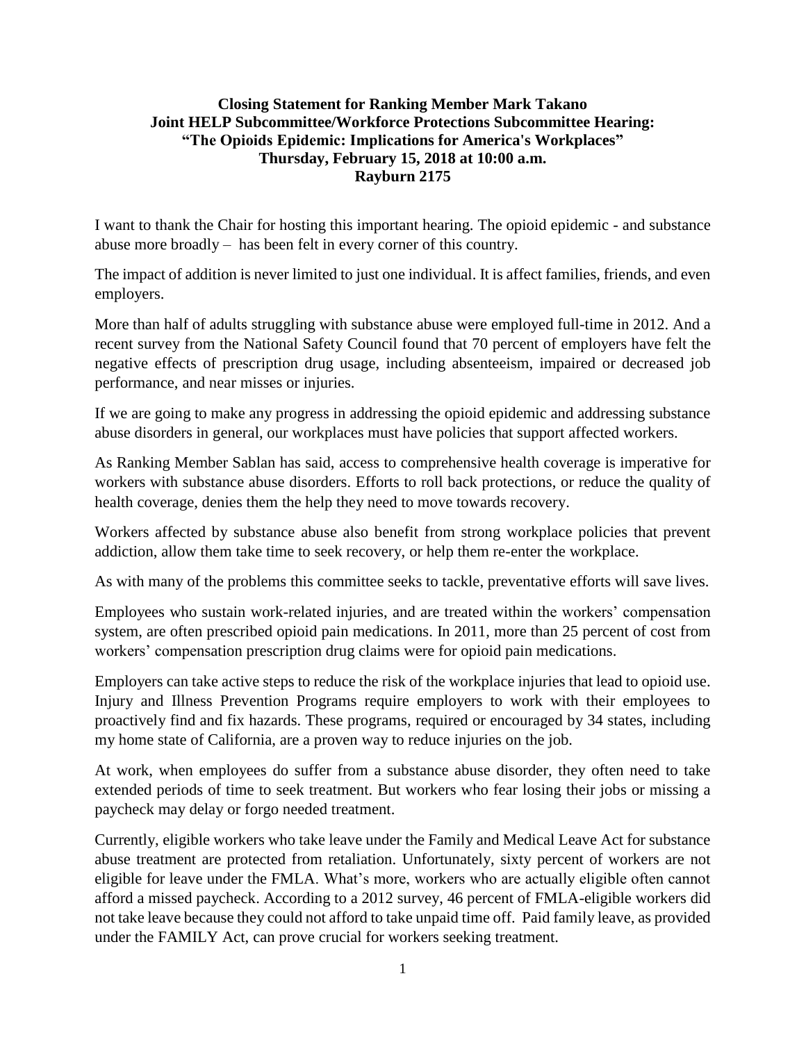**Closing Statement for Ranking Member Mark Takano**
**Joint HELP Subcommittee/Workforce Protections Subcommittee Hearing:**
**"The Opioids Epidemic: Implications for America's Workplaces"**
**Thursday, February 15, 2018 at 10:00 a.m.**
**Rayburn 2175**

I want to thank the Chair for hosting this important hearing. The opioid epidemic - and substance abuse more broadly – has been felt in every corner of this country.

The impact of addition is never limited to just one individual. It is affect families, friends, and even employers.

More than half of adults struggling with substance abuse were employed full-time in 2012. And a recent survey from the National Safety Council found that 70 percent of employers have felt the negative effects of prescription drug usage, including absenteeism, impaired or decreased job performance, and near misses or injuries.

If we are going to make any progress in addressing the opioid epidemic and addressing substance abuse disorders in general, our workplaces must have policies that support affected workers.

As Ranking Member Sablan has said, access to comprehensive health coverage is imperative for workers with substance abuse disorders. Efforts to roll back protections, or reduce the quality of health coverage, denies them the help they need to move towards recovery.

Workers affected by substance abuse also benefit from strong workplace policies that prevent addiction, allow them take time to seek recovery, or help them re-enter the workplace.

As with many of the problems this committee seeks to tackle, preventative efforts will save lives.

Employees who sustain work-related injuries, and are treated within the workers' compensation system, are often prescribed opioid pain medications. In 2011, more than 25 percent of cost from workers' compensation prescription drug claims were for opioid pain medications.

Employers can take active steps to reduce the risk of the workplace injuries that lead to opioid use. Injury and Illness Prevention Programs require employers to work with their employees to proactively find and fix hazards. These programs, required or encouraged by 34 states, including my home state of California, are a proven way to reduce injuries on the job.

At work, when employees do suffer from a substance abuse disorder, they often need to take extended periods of time to seek treatment. But workers who fear losing their jobs or missing a paycheck may delay or forgo needed treatment.

Currently, eligible workers who take leave under the Family and Medical Leave Act for substance abuse treatment are protected from retaliation. Unfortunately, sixty percent of workers are not eligible for leave under the FMLA. What's more, workers who are actually eligible often cannot afford a missed paycheck. According to a 2012 survey, 46 percent of FMLA-eligible workers did not take leave because they could not afford to take unpaid time off. Paid family leave, as provided under the FAMILY Act, can prove crucial for workers seeking treatment.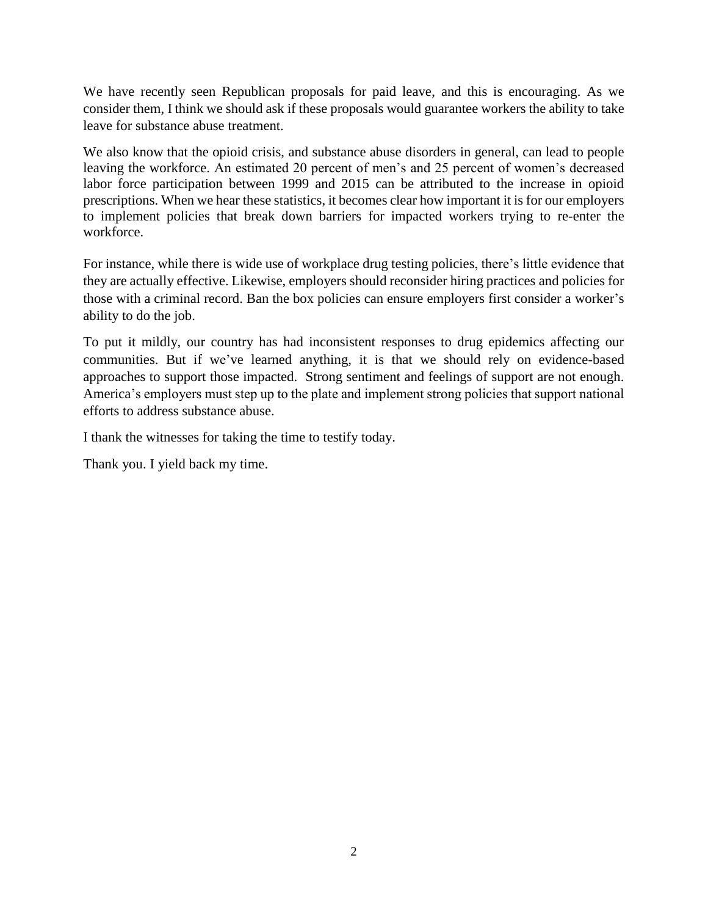We have recently seen Republican proposals for paid leave, and this is encouraging. As we consider them, I think we should ask if these proposals would guarantee workers the ability to take leave for substance abuse treatment.

We also know that the opioid crisis, and substance abuse disorders in general, can lead to people leaving the workforce. An estimated 20 percent of men's and 25 percent of women's decreased labor force participation between 1999 and 2015 can be attributed to the increase in opioid prescriptions. When we hear these statistics, it becomes clear how important it is for our employers to implement policies that break down barriers for impacted workers trying to re-enter the workforce.

For instance, while there is wide use of workplace drug testing policies, there's little evidence that they are actually effective. Likewise, employers should reconsider hiring practices and policies for those with a criminal record. Ban the box policies can ensure employers first consider a worker's ability to do the job.

To put it mildly, our country has had inconsistent responses to drug epidemics affecting our communities. But if we've learned anything, it is that we should rely on evidence-based approaches to support those impacted. Strong sentiment and feelings of support are not enough. America's employers must step up to the plate and implement strong policies that support national efforts to address substance abuse.

I thank the witnesses for taking the time to testify today.

Thank you. I yield back my time.